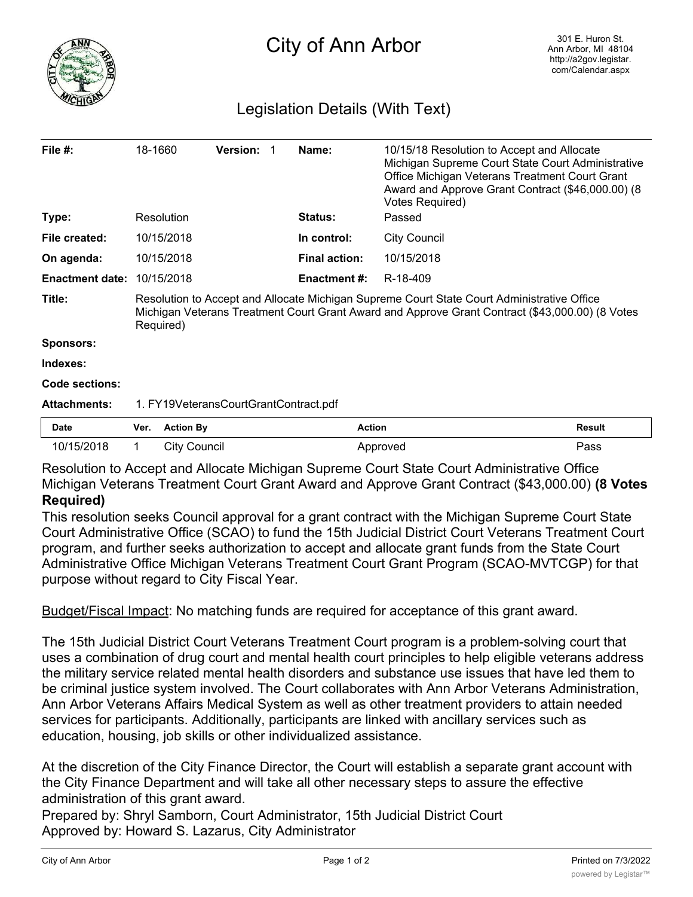# City of Ann Arbor

301 E. Huron St.
Ann Arbor, MI 48104
http://a2gov.legistar.com/Calendar.aspx

## Legislation Details (With Text)

| | | | | | |
|---|---|---|---|---|---|
| **File #:** | 18-1660 | **Version:** 1 | | **Name:** | 10/15/18 Resolution to Accept and Allocate Michigan Supreme Court State Court Administrative Office Michigan Veterans Treatment Court Grant Award and Approve Grant Contract ($46,000.00) (8 Votes Required) |
| **Type:** | Resolution | | | **Status:** | Passed |
| **File created:** | 10/15/2018 | | | **In control:** | City Council |
| **On agenda:** | 10/15/2018 | | | **Final action:** | 10/15/2018 |
| **Enactment date:** | 10/15/2018 | | | **Enactment #:** | R-18-409 |

**Title:** Resolution to Accept and Allocate Michigan Supreme Court State Court Administrative Office Michigan Veterans Treatment Court Grant Award and Approve Grant Contract ($43,000.00) (8 Votes Required)

**Sponsors:**

**Indexes:**

**Code sections:**

**Attachments:** 1. FY19VeteransCourtGrantContract.pdf

| Date | Ver. | Action By | Action | Result |
|---|---|---|---|---|
| 10/15/2018 | 1 | City Council | Approved | Pass |

Resolution to Accept and Allocate Michigan Supreme Court State Court Administrative Office Michigan Veterans Treatment Court Grant Award and Approve Grant Contract ($43,000.00) **(8 Votes Required)**

This resolution seeks Council approval for a grant contract with the Michigan Supreme Court State Court Administrative Office (SCAO) to fund the 15th Judicial District Court Veterans Treatment Court program, and further seeks authorization to accept and allocate grant funds from the State Court Administrative Office Michigan Veterans Treatment Court Grant Program (SCAO-MVTCGP) for that purpose without regard to City Fiscal Year.

Budget/Fiscal Impact: No matching funds are required for acceptance of this grant award.

The 15th Judicial District Court Veterans Treatment Court program is a problem-solving court that uses a combination of drug court and mental health court principles to help eligible veterans address the military service related mental health disorders and substance use issues that have led them to be criminal justice system involved. The Court collaborates with Ann Arbor Veterans Administration, Ann Arbor Veterans Affairs Medical System as well as other treatment providers to attain needed services for participants. Additionally, participants are linked with ancillary services such as education, housing, job skills or other individualized assistance.

At the discretion of the City Finance Director, the Court will establish a separate grant account with the City Finance Department and will take all other necessary steps to assure the effective administration of this grant award.

Prepared by: Shryl Samborn, Court Administrator, 15th Judicial District Court
Approved by: Howard S. Lazarus, City Administrator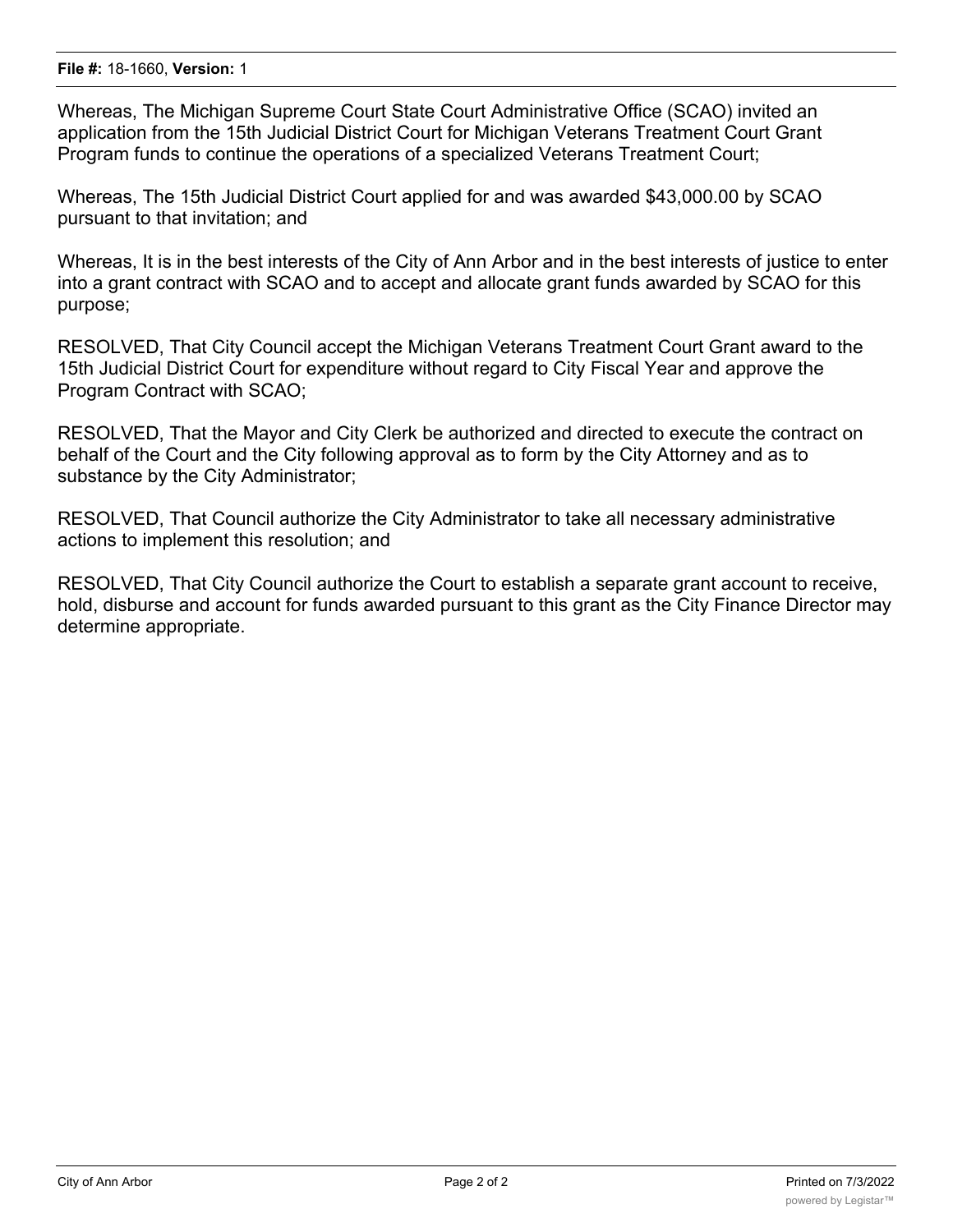Whereas, The Michigan Supreme Court State Court Administrative Office (SCAO) invited an application from the 15th Judicial District Court for Michigan Veterans Treatment Court Grant Program funds to continue the operations of a specialized Veterans Treatment Court;

Whereas, The 15th Judicial District Court applied for and was awarded $43,000.00 by SCAO pursuant to that invitation; and

Whereas, It is in the best interests of the City of Ann Arbor and in the best interests of justice to enter into a grant contract with SCAO and to accept and allocate grant funds awarded by SCAO for this purpose;

RESOLVED, That City Council accept the Michigan Veterans Treatment Court Grant award to the 15th Judicial District Court for expenditure without regard to City Fiscal Year and approve the Program Contract with SCAO;

RESOLVED, That the Mayor and City Clerk be authorized and directed to execute the contract on behalf of the Court and the City following approval as to form by the City Attorney and as to substance by the City Administrator;

RESOLVED, That Council authorize the City Administrator to take all necessary administrative actions to implement this resolution; and

RESOLVED, That City Council authorize the Court to establish a separate grant account to receive, hold, disburse and account for funds awarded pursuant to this grant as the City Finance Director may determine appropriate.